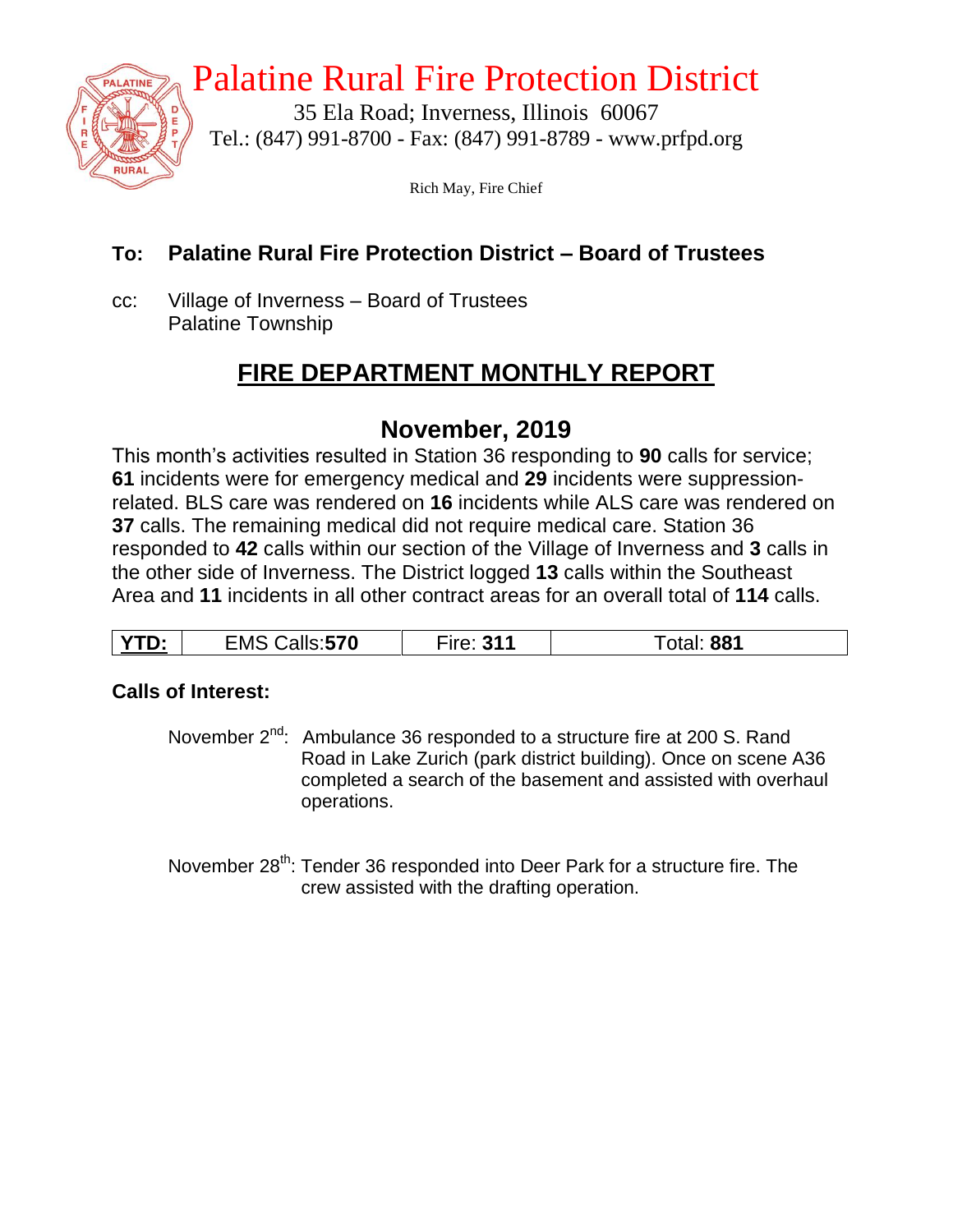# Palatine Rural Fire Protection District

35 Ela Road; Inverness, Illinois 60067
Tel.: (847) 991-8700 - Fax: (847) 991-8789 - www.prfpd.org

Rich May, Fire Chief

**To: Palatine Rural Fire Protection District – Board of Trustees**

cc: Village of Inverness – Board of Trustees
Palatine Township

## FIRE DEPARTMENT MONTHLY REPORT

## November, 2019

This month's activities resulted in Station 36 responding to **90** calls for service; **61** incidents were for emergency medical and **29** incidents were suppression-related. BLS care was rendered on **16** incidents while ALS care was rendered on **37** calls. The remaining medical did not require medical care. Station 36 responded to **42** calls within our section of the Village of Inverness and **3** calls in the other side of Inverness. The District logged **13** calls within the Southeast Area and **11** incidents in all other contract areas for an overall total of **114** calls.

| **YTD:** | EMS Calls:**570** | Fire: **311** | Total: **881** |
|---|---|---|---|

**Calls of Interest:**

November 2nd: Ambulance 36 responded to a structure fire at 200 S. Rand Road in Lake Zurich (park district building). Once on scene A36 completed a search of the basement and assisted with overhaul operations.

November 28th: Tender 36 responded into Deer Park for a structure fire. The crew assisted with the drafting operation.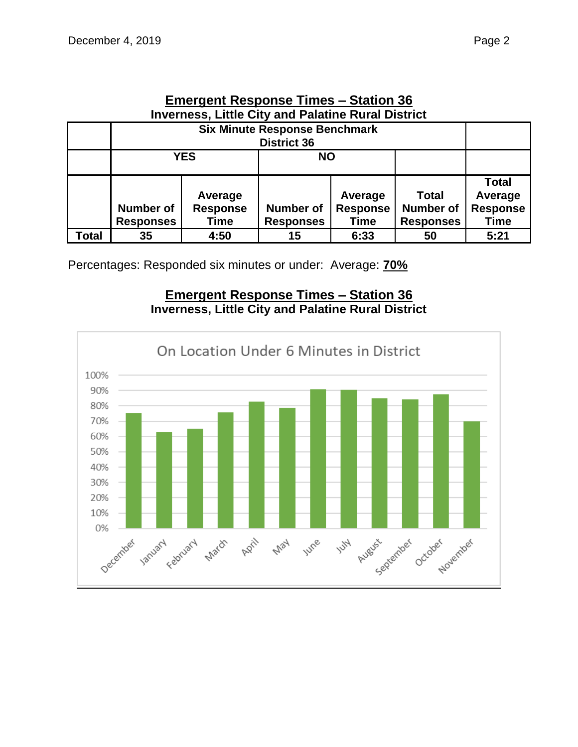## Emergent Response Times – Station 36

**Inverness, Little City and Palatine Rural District**

| | Six Minute Response Benchmark District 36 | | | | | |
|---|---|---|---|---|---|---|
| | **YES** | | **NO** | | | |
| | **Number of Responses** | **Average Response Time** | **Number of Responses** | **Average Response Time** | **Total Number of Responses** | **Total Average Response Time** |
| **Total** | 35 | 4:50 | 15 | 6:33 | 50 | 5:21 |

Percentages: Responded six minutes or under: Average: **70%**

## Emergent Response Times – Station 36

**Inverness, Little City and Palatine Rural District**

On Location Under 6 Minutes in District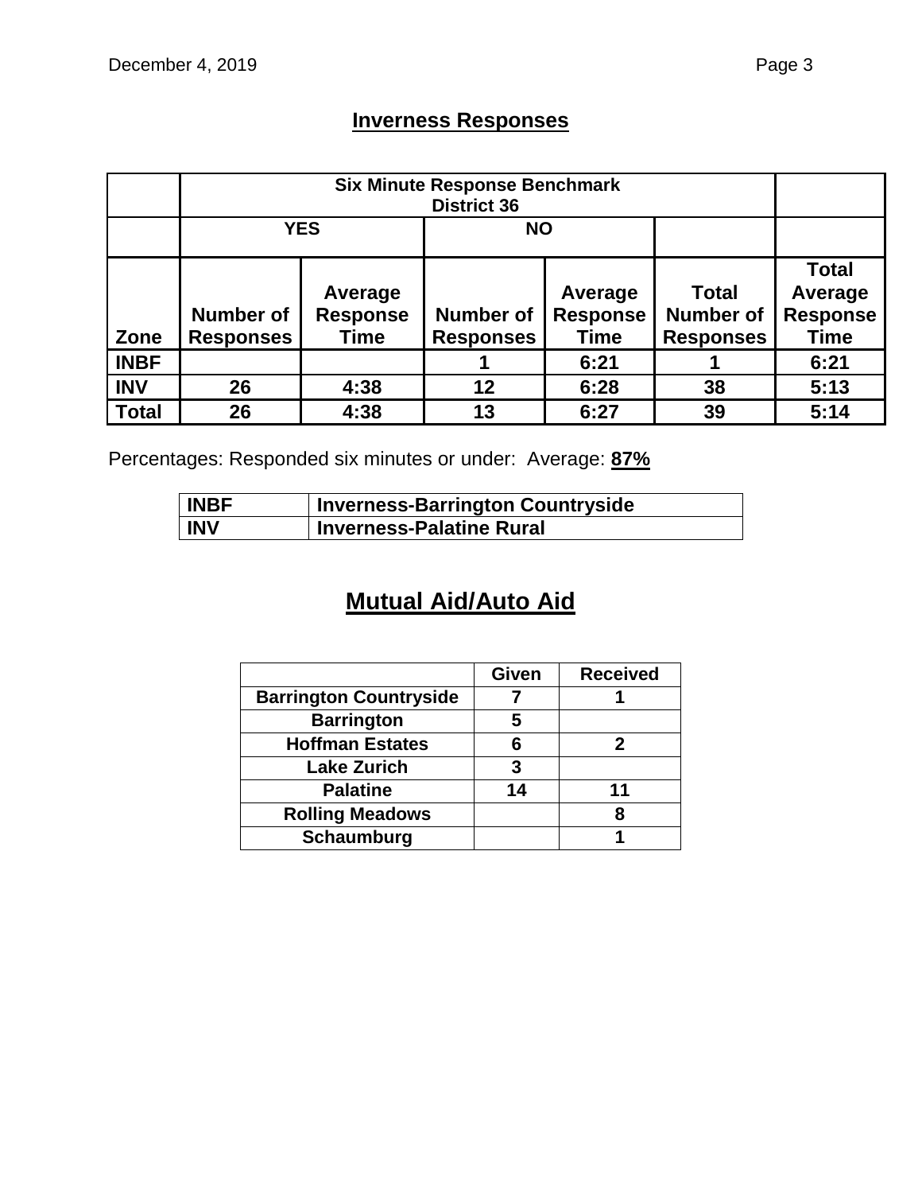## Inverness Responses

| | Six Minute Response Benchmark District 36 | | | | | |
|---|---|---|---|---|---|---|
| | YES | | NO | | | |
| Zone | Number of Responses | Average Response Time | Number of Responses | Average Response Time | Total Number of Responses | Total Average Response Time |
| INBF | | | 1 | 6:21 | 1 | 6:21 |
| INV | 26 | 4:38 | 12 | 6:28 | 38 | 5:13 |
| Total | 26 | 4:38 | 13 | 6:27 | 39 | 5:14 |

Percentages: Responded six minutes or under: Average: **87%**

| | |
|---|---|
| INBF | Inverness-Barrington Countryside |
| INV | Inverness-Palatine Rural |

## Mutual Aid/Auto Aid

| | Given | Received |
|---|---|---|
| Barrington Countryside | 7 | 1 |
| Barrington | 5 | |
| Hoffman Estates | 6 | 2 |
| Lake Zurich | 3 | |
| Palatine | 14 | 11 |
| Rolling Meadows | | 8 |
| Schaumburg | | 1 |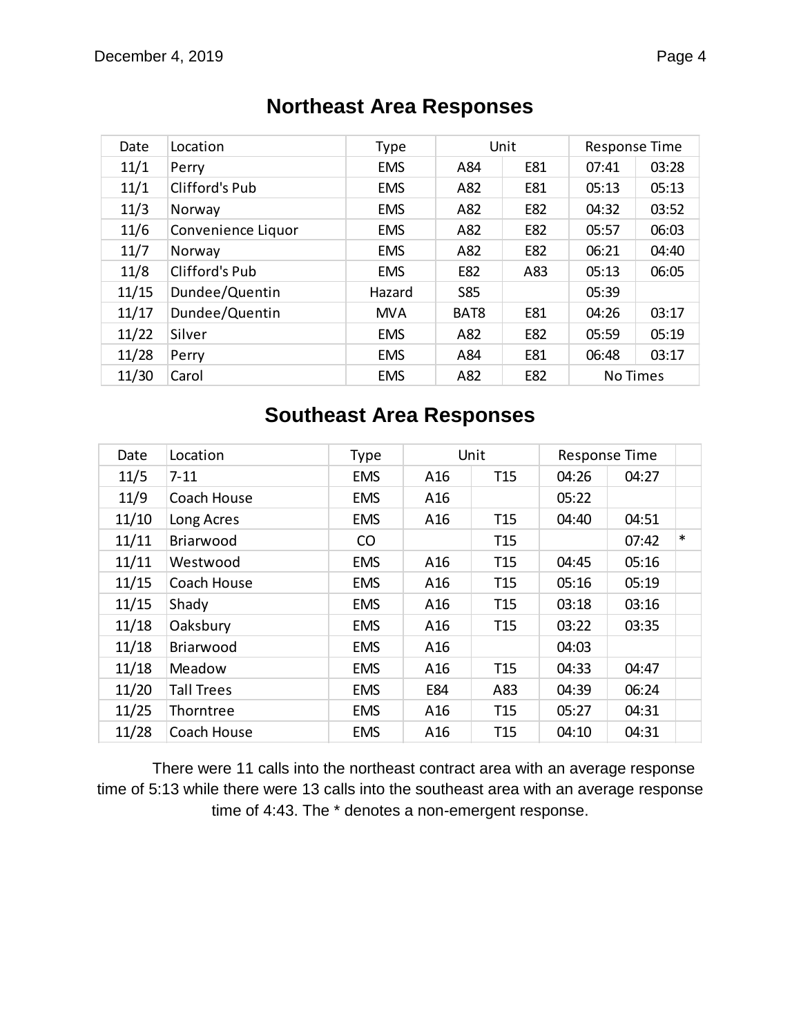## Northeast Area Responses

| Date | Location | Type | Unit | | Response Time | |
|---|---|---|---|---|---|---|
| 11/1 | Perry | EMS | A84 | E81 | 07:41 | 03:28 |
| 11/1 | Clifford's Pub | EMS | A82 | E81 | 05:13 | 05:13 |
| 11/3 | Norway | EMS | A82 | E82 | 04:32 | 03:52 |
| 11/6 | Convenience Liquor | EMS | A82 | E82 | 05:57 | 06:03 |
| 11/7 | Norway | EMS | A82 | E82 | 06:21 | 04:40 |
| 11/8 | Clifford's Pub | EMS | E82 | A83 | 05:13 | 06:05 |
| 11/15 | Dundee/Quentin | Hazard | S85 | | 05:39 | |
| 11/17 | Dundee/Quentin | MVA | BAT8 | E81 | 04:26 | 03:17 |
| 11/22 | Silver | EMS | A82 | E82 | 05:59 | 05:19 |
| 11/28 | Perry | EMS | A84 | E81 | 06:48 | 03:17 |
| 11/30 | Carol | EMS | A82 | E82 | No Times | |

## Southeast Area Responses

| Date | Location | Type | Unit | | Response Time | | |
|---|---|---|---|---|---|---|---|
| 11/5 | 7-11 | EMS | A16 | T15 | 04:26 | 04:27 | |
| 11/9 | Coach House | EMS | A16 | | 05:22 | | |
| 11/10 | Long Acres | EMS | A16 | T15 | 04:40 | 04:51 | |
| 11/11 | Briarwood | CO | | T15 | | 07:42 | * |
| 11/11 | Westwood | EMS | A16 | T15 | 04:45 | 05:16 | |
| 11/15 | Coach House | EMS | A16 | T15 | 05:16 | 05:19 | |
| 11/15 | Shady | EMS | A16 | T15 | 03:18 | 03:16 | |
| 11/18 | Oaksbury | EMS | A16 | T15 | 03:22 | 03:35 | |
| 11/18 | Briarwood | EMS | A16 | | 04:03 | | |
| 11/18 | Meadow | EMS | A16 | T15 | 04:33 | 04:47 | |
| 11/20 | Tall Trees | EMS | E84 | A83 | 04:39 | 06:24 | |
| 11/25 | Thorntree | EMS | A16 | T15 | 05:27 | 04:31 | |
| 11/28 | Coach House | EMS | A16 | T15 | 04:10 | 04:31 | |

There were 11 calls into the northeast contract area with an average response time of 5:13 while there were 13 calls into the southeast area with an average response time of 4:43. The * denotes a non-emergent response.